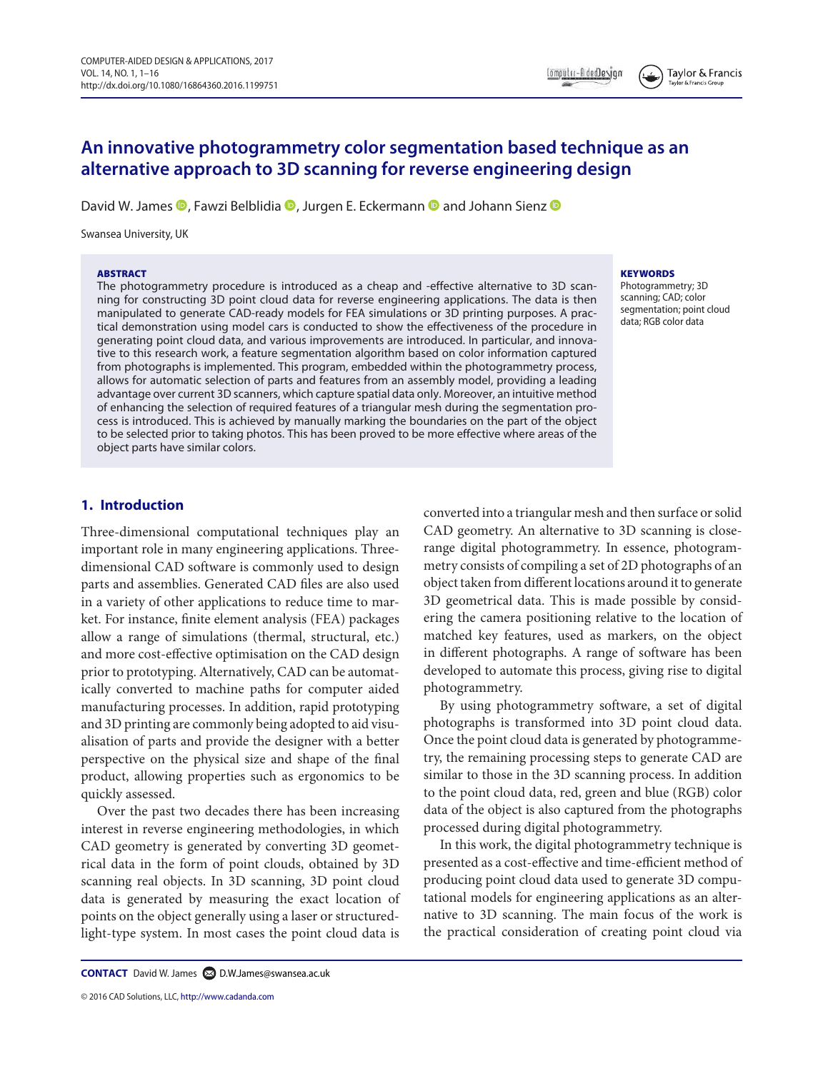# An innovative photogrammetry color segmentation based technique as an alternative approach to 3D scanning for reverse engineering design

David W. James, Fawzi Belblidia, Jurgen E. Eckermann and Johann Sienz

Swansea University, UK

**ABSTRACT**

The photogrammetry procedure is introduced as a cheap and -effective alternative to 3D scanning for constructing 3D point cloud data for reverse engineering applications. The data is then manipulated to generate CAD-ready models for FEA simulations or 3D printing purposes. A practical demonstration using model cars is conducted to show the effectiveness of the procedure in generating point cloud data, and various improvements are introduced. In particular, and innovative to this research work, a feature segmentation algorithm based on color information captured from photographs is implemented. This program, embedded within the photogrammetry process, allows for automatic selection of parts and features from an assembly model, providing a leading advantage over current 3D scanners, which capture spatial data only. Moreover, an intuitive method of enhancing the selection of required features of a triangular mesh during the segmentation process is introduced. This is achieved by manually marking the boundaries on the part of the object to be selected prior to taking photos. This has been proved to be more effective where areas of the object parts have similar colors.

**KEYWORDS**

Photogrammetry; 3D scanning; CAD; color segmentation; point cloud data; RGB color data

## 1. Introduction

Three-dimensional computational techniques play an important role in many engineering applications. Three-dimensional CAD software is commonly used to design parts and assemblies. Generated CAD files are also used in a variety of other applications to reduce time to market. For instance, finite element analysis (FEA) packages allow a range of simulations (thermal, structural, etc.) and more cost-effective optimisation on the CAD design prior to prototyping. Alternatively, CAD can be automatically converted to machine paths for computer aided manufacturing processes. In addition, rapid prototyping and 3D printing are commonly being adopted to aid visualisation of parts and provide the designer with a better perspective on the physical size and shape of the final product, allowing properties such as ergonomics to be quickly assessed.

Over the past two decades there has been increasing interest in reverse engineering methodologies, in which CAD geometry is generated by converting 3D geometrical data in the form of point clouds, obtained by 3D scanning real objects. In 3D scanning, 3D point cloud data is generated by measuring the exact location of points on the object generally using a laser or structured-light-type system. In most cases the point cloud data is converted into a triangular mesh and then surface or solid CAD geometry. An alternative to 3D scanning is close-range digital photogrammetry. In essence, photogrammetry consists of compiling a set of 2D photographs of an object taken from different locations around it to generate 3D geometrical data. This is made possible by considering the camera positioning relative to the location of matched key features, used as markers, on the object in different photographs. A range of software has been developed to automate this process, giving rise to digital photogrammetry.

By using photogrammetry software, a set of digital photographs is transformed into 3D point cloud data. Once the point cloud data is generated by photogrammetry, the remaining processing steps to generate CAD are similar to those in the 3D scanning process. In addition to the point cloud data, red, green and blue (RGB) color data of the object is also captured from the photographs processed during digital photogrammetry.

In this work, the digital photogrammetry technique is presented as a cost-effective and time-efficient method of producing point cloud data used to generate 3D computational models for engineering applications as an alternative to 3D scanning. The main focus of the work is the practical consideration of creating point cloud via

**CONTACT** David W. James D.W.James@swansea.ac.uk

© 2016 CAD Solutions, LLC, http://www.cadanda.com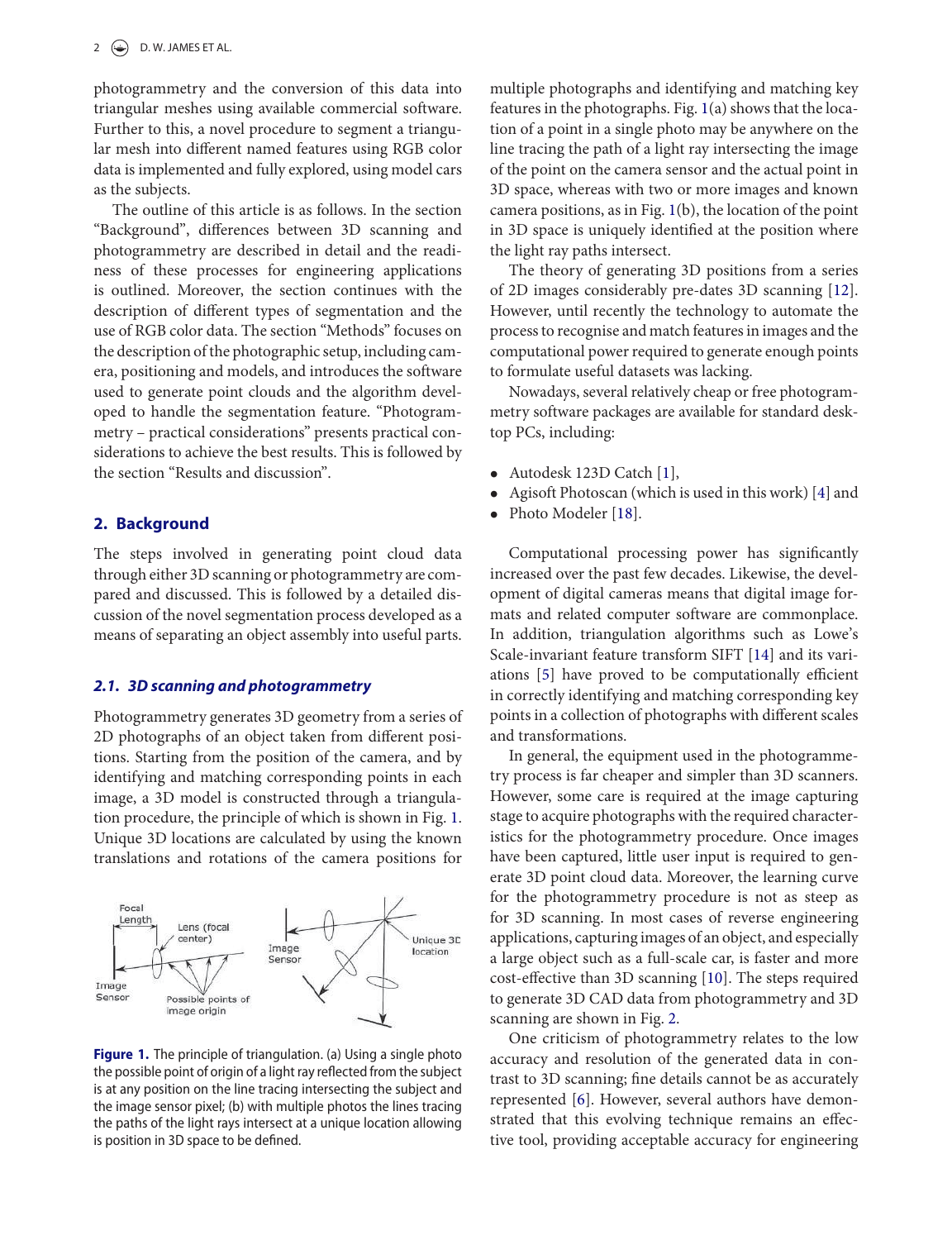photogrammetry and the conversion of this data into triangular meshes using available commercial software. Further to this, a novel procedure to segment a triangular mesh into different named features using RGB color data is implemented and fully explored, using model cars as the subjects.

The outline of this article is as follows. In the section "Background", differences between 3D scanning and photogrammetry are described in detail and the readiness of these processes for engineering applications is outlined. Moreover, the section continues with the description of different types of segmentation and the use of RGB color data. The section "Methods" focuses on the description of the photographic setup, including camera, positioning and models, and introduces the software used to generate point clouds and the algorithm developed to handle the segmentation feature. "Photogrammetry – practical considerations" presents practical considerations to achieve the best results. This is followed by the section "Results and discussion".

## 2. Background

The steps involved in generating point cloud data through either 3D scanning or photogrammetry are compared and discussed. This is followed by a detailed discussion of the novel segmentation process developed as a means of separating an object assembly into useful parts.

### 2.1. 3D scanning and photogrammetry

Photogrammetry generates 3D geometry from a series of 2D photographs of an object taken from different positions. Starting from the position of the camera, and by identifying and matching corresponding points in each image, a 3D model is constructed through a triangulation procedure, the principle of which is shown in Fig. 1. Unique 3D locations are calculated by using the known translations and rotations of the camera positions for multiple photographs and identifying and matching key features in the photographs. Fig. 1(a) shows that the location of a point in a single photo may be anywhere on the line tracing the path of a light ray intersecting the image of the point on the camera sensor and the actual point in 3D space, whereas with two or more images and known camera positions, as in Fig. 1(b), the location of the point in 3D space is uniquely identified at the position where the light ray paths intersect.

Figure 1. The principle of triangulation. (a) Using a single photo the possible point of origin of a light ray reflected from the subject is at any position on the line tracing intersecting the subject and the image sensor pixel; (b) with multiple photos the lines tracing the paths of the light rays intersect at a unique location allowing is position in 3D space to be defined.

The theory of generating 3D positions from a series of 2D images considerably pre-dates 3D scanning [12]. However, until recently the technology to automate the process to recognise and match features in images and the computational power required to generate enough points to formulate useful datasets was lacking.

Nowadays, several relatively cheap or free photogrammetry software packages are available for standard desktop PCs, including:

- Autodesk 123D Catch [1],
- Agisoft Photoscan (which is used in this work) [4] and
- Photo Modeler [18].

Computational processing power has significantly increased over the past few decades. Likewise, the development of digital cameras means that digital image formats and related computer software are commonplace. In addition, triangulation algorithms such as Lowe's Scale-invariant feature transform SIFT [14] and its variations [5] have proved to be computationally efficient in correctly identifying and matching corresponding key points in a collection of photographs with different scales and transformations.

In general, the equipment used in the photogrammetry process is far cheaper and simpler than 3D scanners. However, some care is required at the image capturing stage to acquire photographs with the required characteristics for the photogrammetry procedure. Once images have been captured, little user input is required to generate 3D point cloud data. Moreover, the learning curve for the photogrammetry procedure is not as steep as for 3D scanning. In most cases of reverse engineering applications, capturing images of an object, and especially a large object such as a full-scale car, is faster and more cost-effective than 3D scanning [10]. The steps required to generate 3D CAD data from photogrammetry and 3D scanning are shown in Fig. 2.

One criticism of photogrammetry relates to the low accuracy and resolution of the generated data in contrast to 3D scanning; fine details cannot be as accurately represented [6]. However, several authors have demonstrated that this evolving technique remains an effective tool, providing acceptable accuracy for engineering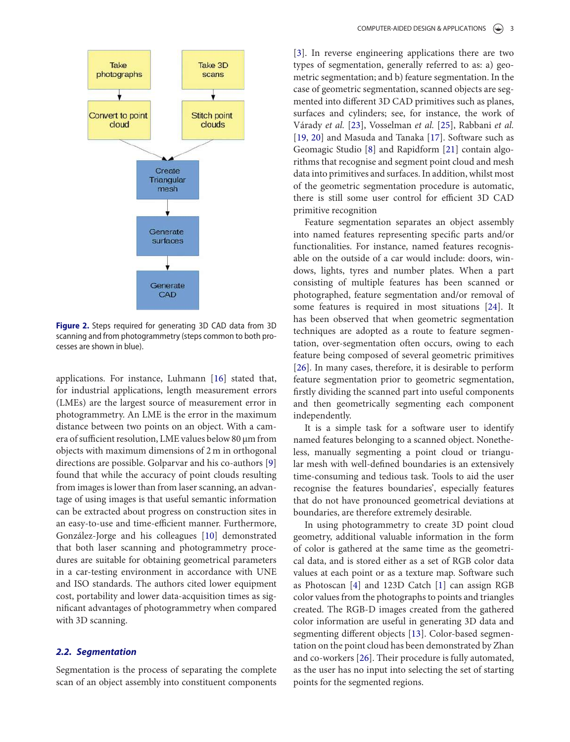Take photographs

Take 3D scans

Convert to point cloud

Stitch point clouds

Create Triangular mesh

Generate surfaces

Generate CAD

**Figure 2.** Steps required for generating 3D CAD data from 3D scanning and from photogrammetry (steps common to both processes are shown in blue).

applications. For instance, Luhmann [16] stated that, for industrial applications, length measurement errors (LMEs) are the largest source of measurement error in photogrammetry. An LME is the error in the maximum distance between two points on an object. With a camera of sufficient resolution, LME values below 80 µm from objects with maximum dimensions of 2 m in orthogonal directions are possible. Golparvar and his co-authors [9] found that while the accuracy of point clouds resulting from images is lower than from laser scanning, an advantage of using images is that useful semantic information can be extracted about progress on construction sites in an easy-to-use and time-efficient manner. Furthermore, González-Jorge and his colleagues [10] demonstrated that both laser scanning and photogrammetry procedures are suitable for obtaining geometrical parameters in a car-testing environment in accordance with UNE and ISO standards. The authors cited lower equipment cost, portability and lower data-acquisition times as significant advantages of photogrammetry when compared with 3D scanning.

### *2.2. Segmentation*

Segmentation is the process of separating the complete scan of an object assembly into constituent components [3]. In reverse engineering applications there are two types of segmentation, generally referred to as: a) geometric segmentation; and b) feature segmentation. In the case of geometric segmentation, scanned objects are segmented into different 3D CAD primitives such as planes, surfaces and cylinders; see, for instance, the work of Várady *et al.* [23], Vosselman *et al.* [25], Rabbani *et al.* [19, 20] and Masuda and Tanaka [17]. Software such as Geomagic Studio [8] and Rapidform [21] contain algorithms that recognise and segment point cloud and mesh data into primitives and surfaces. In addition, whilst most of the geometric segmentation procedure is automatic, there is still some user control for efficient 3D CAD primitive recognition

Feature segmentation separates an object assembly into named features representing specific parts and/or functionalities. For instance, named features recognisable on the outside of a car would include: doors, windows, lights, tyres and number plates. When a part consisting of multiple features has been scanned or photographed, feature segmentation and/or removal of some features is required in most situations [24]. It has been observed that when geometric segmentation techniques are adopted as a route to feature segmentation, over-segmentation often occurs, owing to each feature being composed of several geometric primitives [26]. In many cases, therefore, it is desirable to perform feature segmentation prior to geometric segmentation, firstly dividing the scanned part into useful components and then geometrically segmenting each component independently.

It is a simple task for a software user to identify named features belonging to a scanned object. Nonetheless, manually segmenting a point cloud or triangular mesh with well-defined boundaries is an extensively time-consuming and tedious task. Tools to aid the user recognise the features boundaries', especially features that do not have pronounced geometrical deviations at boundaries, are therefore extremely desirable.

In using photogrammetry to create 3D point cloud geometry, additional valuable information in the form of color is gathered at the same time as the geometrical data, and is stored either as a set of RGB color data values at each point or as a texture map. Software such as Photoscan [4] and 123D Catch [1] can assign RGB color values from the photographs to points and triangles created. The RGB-D images created from the gathered color information are useful in generating 3D data and segmenting different objects [13]. Color-based segmentation on the point cloud has been demonstrated by Zhan and co-workers [26]. Their procedure is fully automated, as the user has no input into selecting the set of starting points for the segmented regions.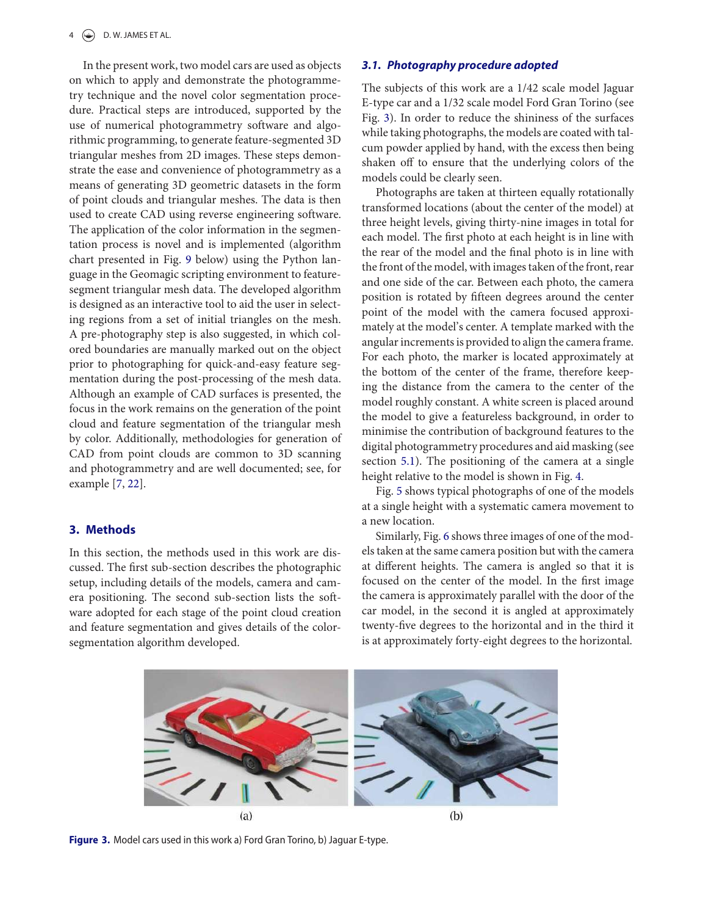In the present work, two model cars are used as objects on which to apply and demonstrate the photogrammetry technique and the novel color segmentation procedure. Practical steps are introduced, supported by the use of numerical photogrammetry software and algorithmic programming, to generate feature-segmented 3D triangular meshes from 2D images. These steps demonstrate the ease and convenience of photogrammetry as a means of generating 3D geometric datasets in the form of point clouds and triangular meshes. The data is then used to create CAD using reverse engineering software. The application of the color information in the segmentation process is novel and is implemented (algorithm chart presented in Fig. 9 below) using the Python language in the Geomagic scripting environment to feature-segment triangular mesh data. The developed algorithm is designed as an interactive tool to aid the user in selecting regions from a set of initial triangles on the mesh. A pre-photography step is also suggested, in which colored boundaries are manually marked out on the object prior to photographing for quick-and-easy feature segmentation during the post-processing of the mesh data. Although an example of CAD surfaces is presented, the focus in the work remains on the generation of the point cloud and feature segmentation of the triangular mesh by color. Additionally, methodologies for generation of CAD from point clouds are common to 3D scanning and photogrammetry and are well documented; see, for example [7, 22].

## 3. Methods

In this section, the methods used in this work are discussed. The first sub-section describes the photographic setup, including details of the models, camera and camera positioning. The second sub-section lists the software adopted for each stage of the point cloud creation and feature segmentation and gives details of the color-segmentation algorithm developed.

### *3.1. Photography procedure adopted*

The subjects of this work are a 1/42 scale model Jaguar E-type car and a 1/32 scale model Ford Gran Torino (see Fig. 3). In order to reduce the shininess of the surfaces while taking photographs, the models are coated with talcum powder applied by hand, with the excess then being shaken off to ensure that the underlying colors of the models could be clearly seen.

Photographs are taken at thirteen equally rotationally transformed locations (about the center of the model) at three height levels, giving thirty-nine images in total for each model. The first photo at each height is in line with the rear of the model and the final photo is in line with the front of the model, with images taken of the front, rear and one side of the car. Between each photo, the camera position is rotated by fifteen degrees around the center point of the model with the camera focused approximately at the model's center. A template marked with the angular increments is provided to align the camera frame. For each photo, the marker is located approximately at the bottom of the center of the frame, therefore keeping the distance from the camera to the center of the model roughly constant. A white screen is placed around the model to give a featureless background, in order to minimise the contribution of background features to the digital photogrammetry procedures and aid masking (see section 5.1). The positioning of the camera at a single height relative to the model is shown in Fig. 4.

Fig. 5 shows typical photographs of one of the models at a single height with a systematic camera movement to a new location.

Similarly, Fig. 6 shows three images of one of the models taken at the same camera position but with the camera at different heights. The camera is angled so that it is focused on the center of the model. In the first image the camera is approximately parallel with the door of the car model, in the second it is angled at approximately twenty-five degrees to the horizontal and in the third it is at approximately forty-eight degrees to the horizontal.

(a) (b)

**Figure 3.** Model cars used in this work a) Ford Gran Torino, b) Jaguar E-type.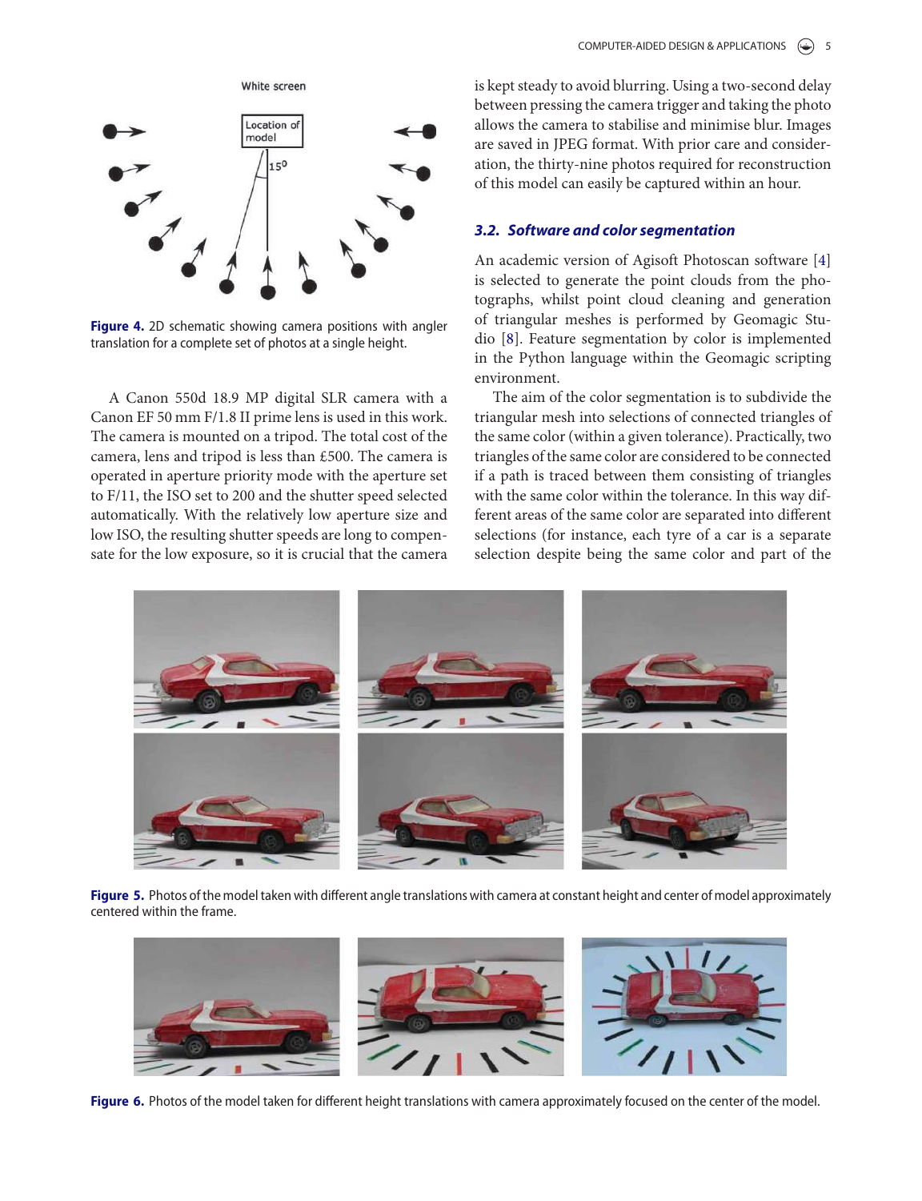Figure 4. 2D schematic showing camera positions with angler translation for a complete set of photos at a single height.

A Canon 550d 18.9 MP digital SLR camera with a Canon EF 50 mm F/1.8 II prime lens is used in this work. The camera is mounted on a tripod. The total cost of the camera, lens and tripod is less than £500. The camera is operated in aperture priority mode with the aperture set to F/11, the ISO set to 200 and the shutter speed selected automatically. With the relatively low aperture size and low ISO, the resulting shutter speeds are long to compensate for the low exposure, so it is crucial that the camera is kept steady to avoid blurring. Using a two-second delay between pressing the camera trigger and taking the photo allows the camera to stabilise and minimise blur. Images are saved in JPEG format. With prior care and consideration, the thirty-nine photos required for reconstruction of this model can easily be captured within an hour.

### 3.2. Software and color segmentation

An academic version of Agisoft Photoscan software [4] is selected to generate the point clouds from the photographs, whilst point cloud cleaning and generation of triangular meshes is performed by Geomagic Studio [8]. Feature segmentation by color is implemented in the Python language within the Geomagic scripting environment.

The aim of the color segmentation is to subdivide the triangular mesh into selections of connected triangles of the same color (within a given tolerance). Practically, two triangles of the same color are considered to be connected if a path is traced between them consisting of triangles with the same color within the tolerance. In this way different areas of the same color are separated into different selections (for instance, each tyre of a car is a separate selection despite being the same color and part of the

Figure 5. Photos of the model taken with different angle translations with camera at constant height and center of model approximately centered within the frame.

Figure 6. Photos of the model taken for different height translations with camera approximately focused on the center of the model.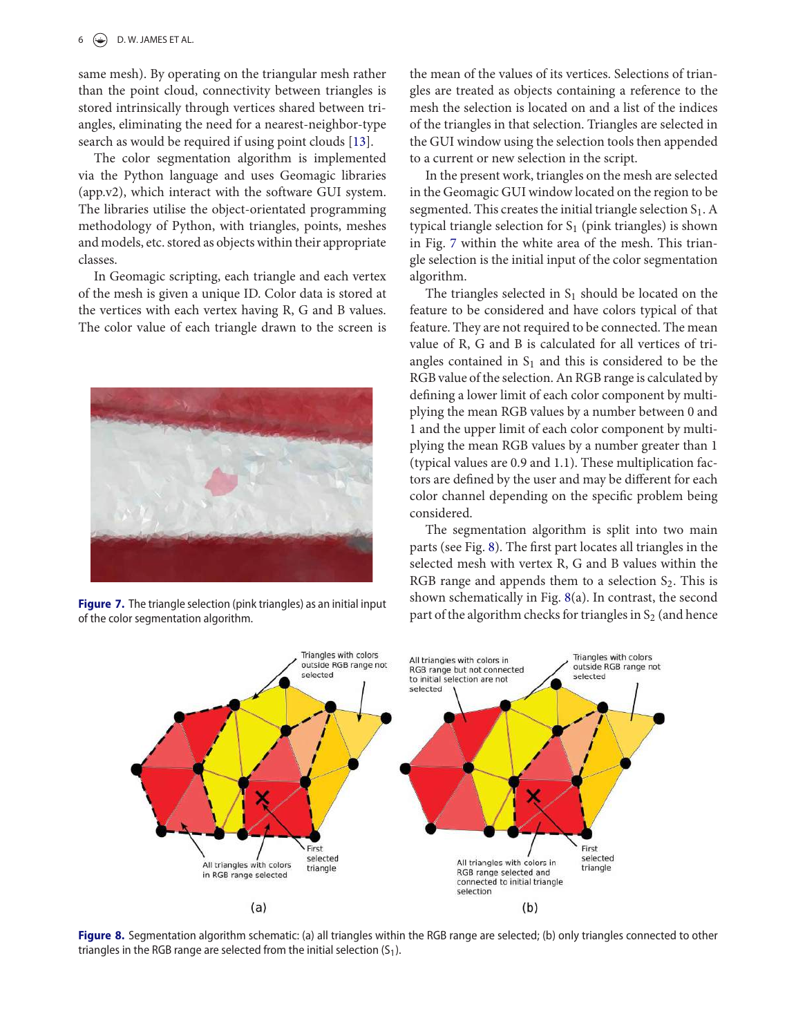same mesh). By operating on the triangular mesh rather than the point cloud, connectivity between triangles is stored intrinsically through vertices shared between triangles, eliminating the need for a nearest-neighbor-type search as would be required if using point clouds [13].

The color segmentation algorithm is implemented via the Python language and uses Geomagic libraries (app.v2), which interact with the software GUI system. The libraries utilise the object-orientated programming methodology of Python, with triangles, points, meshes and models, etc. stored as objects within their appropriate classes.

In Geomagic scripting, each triangle and each vertex of the mesh is given a unique ID. Color data is stored at the vertices with each vertex having R, G and B values. The color value of each triangle drawn to the screen is the mean of the values of its vertices. Selections of triangles are treated as objects containing a reference to the mesh the selection is located on and a list of the indices of the triangles in that selection. Triangles are selected in the GUI window using the selection tools then appended to a current or new selection in the script.

**Figure 7.** The triangle selection (pink triangles) as an initial input of the color segmentation algorithm.

In the present work, triangles on the mesh are selected in the Geomagic GUI window located on the region to be segmented. This creates the initial triangle selection $S_1$. A typical triangle selection for $S_1$ (pink triangles) is shown in Fig. 7 within the white area of the mesh. This triangle selection is the initial input of the color segmentation algorithm.

The triangles selected in $S_1$ should be located on the feature to be considered and have colors typical of that feature. They are not required to be connected. The mean value of R, G and B is calculated for all vertices of triangles contained in $S_1$ and this is considered to be the RGB value of the selection. An RGB range is calculated by defining a lower limit of each color component by multiplying the mean RGB values by a number between 0 and 1 and the upper limit of each color component by multiplying the mean RGB values by a number greater than 1 (typical values are 0.9 and 1.1). These multiplication factors are defined by the user and may be different for each color channel depending on the specific problem being considered.

The segmentation algorithm is split into two main parts (see Fig. 8). The first part locates all triangles in the selected mesh with vertex R, G and B values within the RGB range and appends them to a selection $S_2$. This is shown schematically in Fig. 8(a). In contrast, the second part of the algorithm checks for triangles in $S_2$ (and hence

**Figure 8.** Segmentation algorithm schematic: (a) all triangles within the RGB range are selected; (b) only triangles connected to other triangles in the RGB range are selected from the initial selection ($S_1$).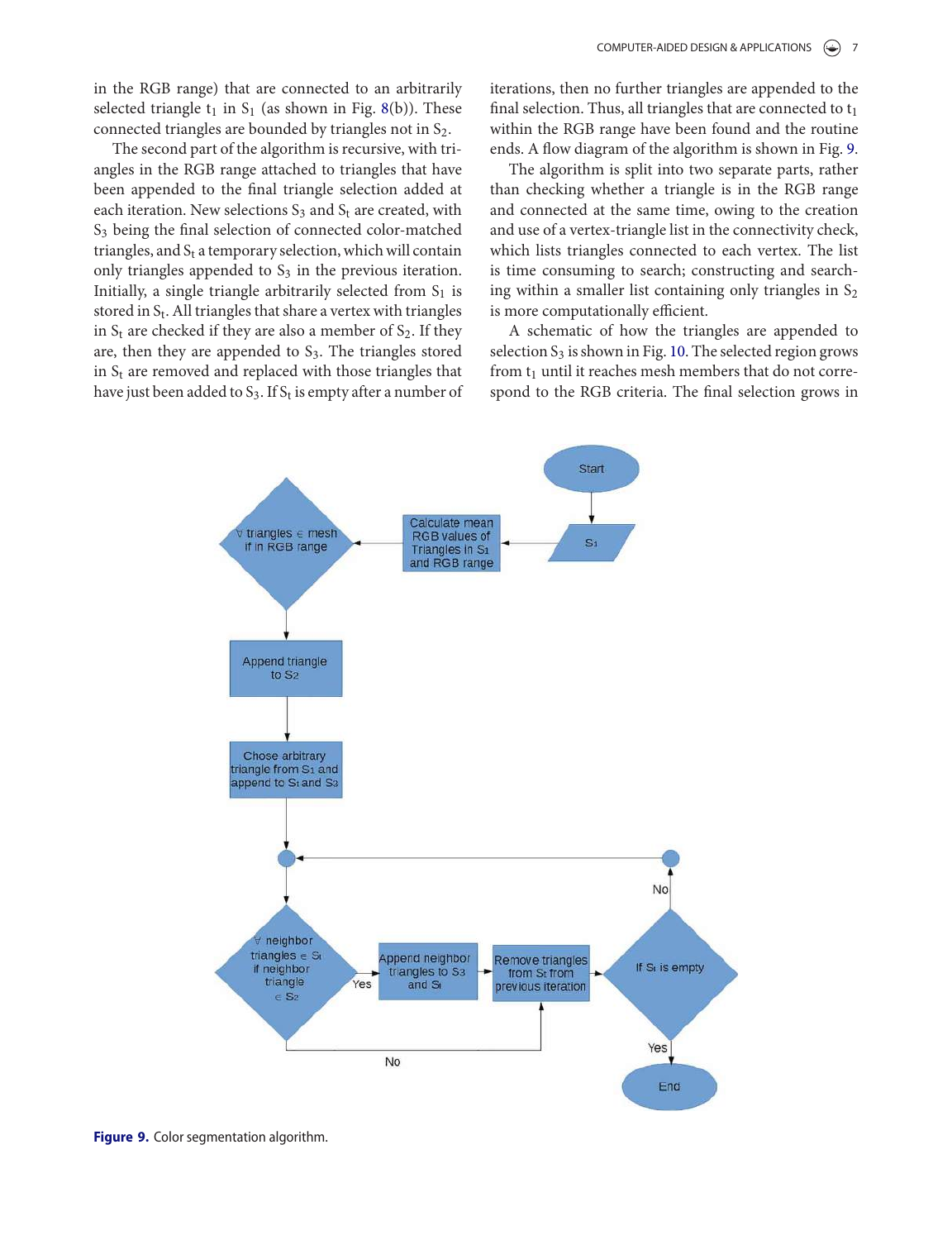in the RGB range) that are connected to an arbitrarily selected triangle $t_1$ in $S_1$ (as shown in Fig. 8(b)). These connected triangles are bounded by triangles not in $S_2$.

The second part of the algorithm is recursive, with triangles in the RGB range attached to triangles that have been appended to the final triangle selection added at each iteration. New selections $S_3$ and $S_t$ are created, with $S_3$ being the final selection of connected color-matched triangles, and $S_t$ a temporary selection, which will contain only triangles appended to $S_3$ in the previous iteration. Initially, a single triangle arbitrarily selected from $S_1$ is stored in $S_t$. All triangles that share a vertex with triangles in $S_t$ are checked if they are also a member of $S_2$. If they are, then they are appended to $S_3$. The triangles stored in $S_t$ are removed and replaced with those triangles that have just been added to $S_3$. If $S_t$ is empty after a number of iterations, then no further triangles are appended to the final selection. Thus, all triangles that are connected to $t_1$ within the RGB range have been found and the routine ends. A flow diagram of the algorithm is shown in Fig. 9.

The algorithm is split into two separate parts, rather than checking whether a triangle is in the RGB range and connected at the same time, owing to the creation and use of a vertex-triangle list in the connectivity check, which lists triangles connected to each vertex. The list is time consuming to search; constructing and searching within a smaller list containing only triangles in $S_2$ is more computationally efficient.

A schematic of how the triangles are appended to selection $S_3$ is shown in Fig. 10. The selected region grows from $t_1$ until it reaches mesh members that do not correspond to the RGB criteria. The final selection grows in

**Figure 9.** Color segmentation algorithm.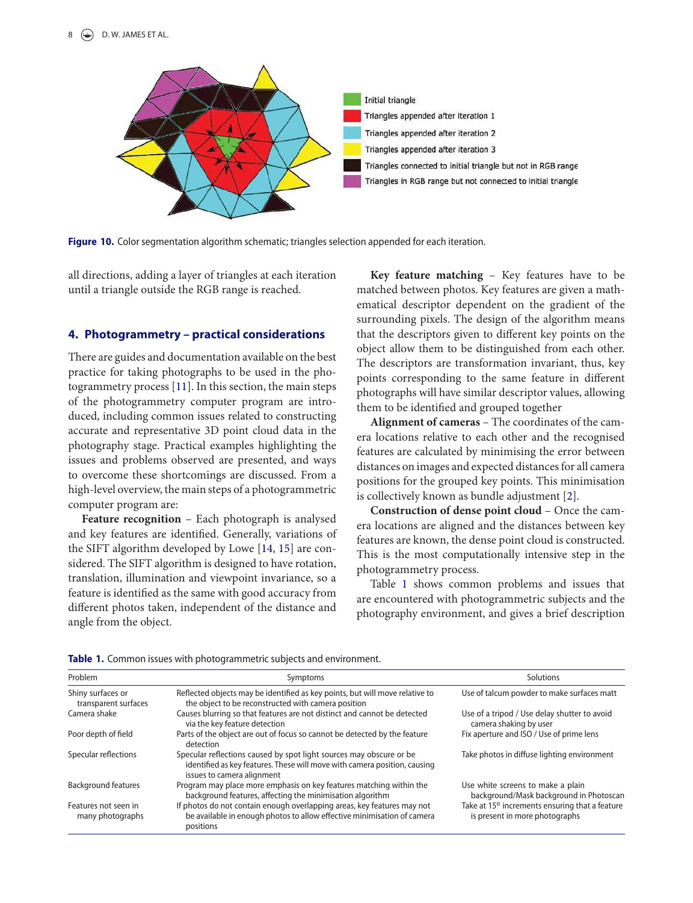Figure 10. Color segmentation algorithm schematic; triangles selection appended for each iteration.

all directions, adding a layer of triangles at each iteration until a triangle outside the RGB range is reached.

## 4. Photogrammetry – practical considerations

There are guides and documentation available on the best practice for taking photographs to be used in the photogrammetry process [11]. In this section, the main steps of the photogrammetry computer program are introduced, including common issues related to constructing accurate and representative 3D point cloud data in the photography stage. Practical examples highlighting the issues and problems observed are presented, and ways to overcome these shortcomings are discussed. From a high-level overview, the main steps of a photogrammetric computer program are:

**Feature recognition** – Each photograph is analysed and key features are identified. Generally, variations of the SIFT algorithm developed by Lowe [14, 15] are considered. The SIFT algorithm is designed to have rotation, illumination translation, and viewpoint invariance, so a feature is identified as the same with good accuracy from different photos taken, independent of the distance and angle from the object.

**Key feature matching** – Key features have to be matched between photos. Key features are given a mathematical descriptor dependent on the gradient of the surrounding pixels. The design of the algorithm means that the descriptors given to different key points on the object allow them to be distinguished from each other. The descriptors are transformation invariant, thus, key points corresponding to the same feature in different photographs will have similar descriptor values, allowing them to be identified and grouped together

**Alignment of cameras** – The coordinates of the camera locations relative to each other and the recognised features are calculated by minimising the error between distances on images and expected distances for all camera positions for the grouped key points. This minimisation is collectively known as bundle adjustment [2].

**Construction of dense point cloud** – Once the camera locations are aligned and the distances between key features are known, the dense point cloud is constructed. This is the most computationally intensive step in the photogrammetry process.

Table 1 shows common problems and issues that are encountered with photogrammetric subjects and the photography environment, and gives a brief description

**Table 1.** Common issues with photogrammetric subjects and environment.

| Problem | Symptoms | Solutions |
|---|---|---|
| Shiny surfaces or transparent surfaces | Reflected objects may be identified as key points, but will move relative to the object to be reconstructed with camera position | Use of talcum powder to make surfaces matt |
| Camera shake | Causes blurring so that features are not distinct and cannot be detected via the key feature detection | Use of a tripod / Use delay shutter to avoid camera shaking by user |
| Poor depth of field | Parts of the object are out of focus so cannot be detected by the feature detection | Fix aperture and ISO / Use of prime lens |
| Specular reflections | Specular reflections caused by spot light sources may obscure or be identified as key features. These will move with camera position, causing issues to camera alignment | Take photos in diffuse lighting environment |
| Background features | Program may place more emphasis on key features matching within the background features, affecting the minimisation algorithm | Use white screens to make a plain background/Mask background in Photoscan |
| Features not seen in many photographs | If photos do not contain enough overlapping areas, key features may not be available in enough photos to allow effective minimisation of camera positions | Take at 15° increments ensuring that a feature is present in more photographs |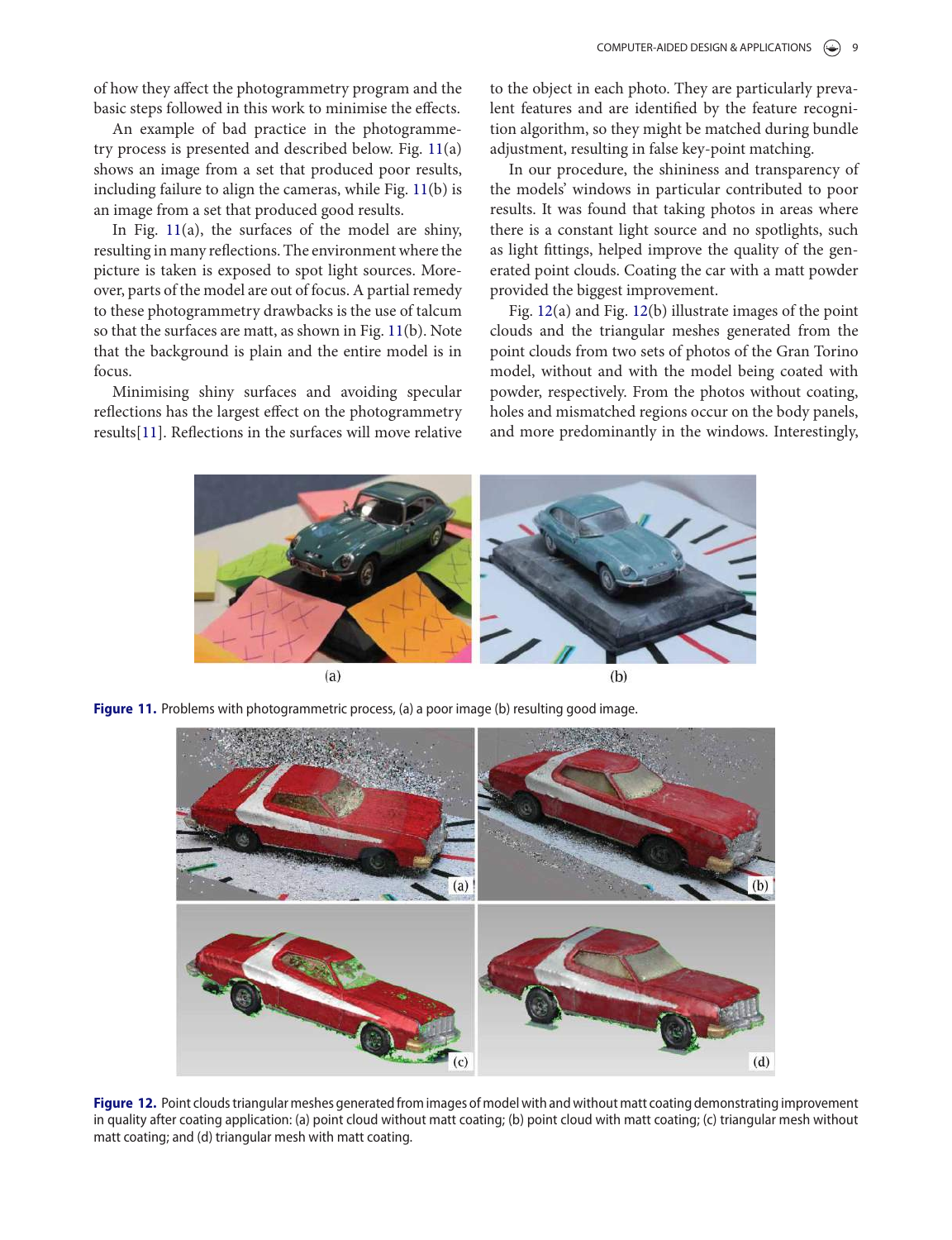of how they affect the photogrammetry program and the basic steps followed in this work to minimise the effects.

An example of bad practice in the photogrammetry process is presented and described below. Fig. 11(a) shows an image from a set that produced poor results, including failure to align the cameras, while Fig. 11(b) is an image from a set that produced good results.

In Fig. 11(a), the surfaces of the model are shiny, resulting in many reflections. The environment where the picture is taken is exposed to spot light sources. Moreover, parts of the model are out of focus. A partial remedy to these photogrammetry drawbacks is the use of talcum so that the surfaces are matt, as shown in Fig. 11(b). Note that the background is plain and the entire model is in focus.

Minimising shiny surfaces and avoiding specular reflections has the largest effect on the photogrammetry results[11]. Reflections in the surfaces will move relative to the object in each photo. They are particularly prevalent features and are identified by the feature recognition algorithm, so they might be matched during bundle adjustment, resulting in false key-point matching.

In our procedure, the shininess and transparency of the models' windows in particular contributed to poor results. It was found that taking photos in areas where there is a constant light source and no spotlights, such as light fittings, helped improve the quality of the generated point clouds. Coating the car with a matt powder provided the biggest improvement.

Fig. 12(a) and Fig. 12(b) illustrate images of the point clouds and the triangular meshes generated from the point clouds from two sets of photos of the Gran Torino model, without and with the model being coated with powder, respectively. From the photos without coating, holes and mismatched regions occur on the body panels, and more predominantly in the windows. Interestingly,

**Figure 11.** Problems with photogrammetric process, (a) a poor image (b) resulting good image.

**Figure 12.** Point clouds triangular meshes generated from images of model with and without matt coating demonstrating improvement in quality after coating application: (a) point cloud without matt coating; (b) point cloud with matt coating; (c) triangular mesh without matt coating; and (d) triangular mesh with matt coating.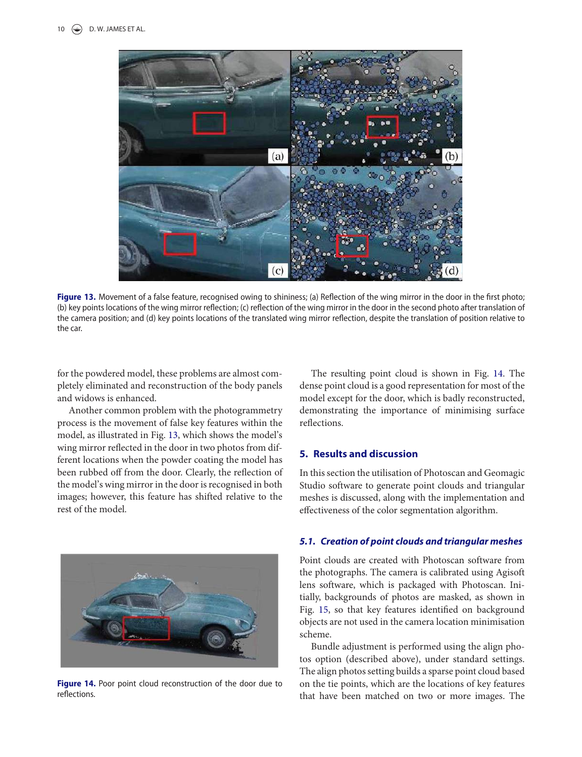Figure 13. Movement of a false feature, recognised owing to shininess; (a) Reflection of the wing mirror in the door in the first photo; (b) key points locations of the wing mirror reflection; (c) reflection of the wing mirror in the door in the second photo after translation of the camera position; and (d) key points locations of the translated wing mirror reflection, despite the translation of position relative to the car.

for the powdered model, these problems are almost completely eliminated and reconstruction of the body panels and widows is enhanced.

Another common problem with the photogrammetry process is the movement of false key features within the model, as illustrated in Fig. 13, which shows the model's wing mirror reflected in the door in two photos from different locations when the powder coating the model has been rubbed off from the door. Clearly, the reflection of the model's wing mirror in the door is recognised in both images; however, this feature has shifted relative to the rest of the model.

Figure 14. Poor point cloud reconstruction of the door due to reflections.

The resulting point cloud is shown in Fig. 14. The dense point cloud is a good representation for most of the model except for the door, which is badly reconstructed, demonstrating the importance of minimising surface reflections.

## 5. Results and discussion

In this section the utilisation of Photoscan and Geomagic Studio software to generate point clouds and triangular meshes is discussed, along with the implementation and effectiveness of the color segmentation algorithm.

### 5.1. Creation of point clouds and triangular meshes

Point clouds are created with Photoscan software from the photographs. The camera is calibrated using Agisoft lens software, which is packaged with Photoscan. Initially, backgrounds of photos are masked, as shown in Fig. 15, so that key features identified on background objects are not used in the camera location minimisation scheme.

Bundle adjustment is performed using the align photos option (described above), under standard settings. The align photos setting builds a sparse point cloud based on the tie points, which are the locations of key features that have been matched on two or more images. The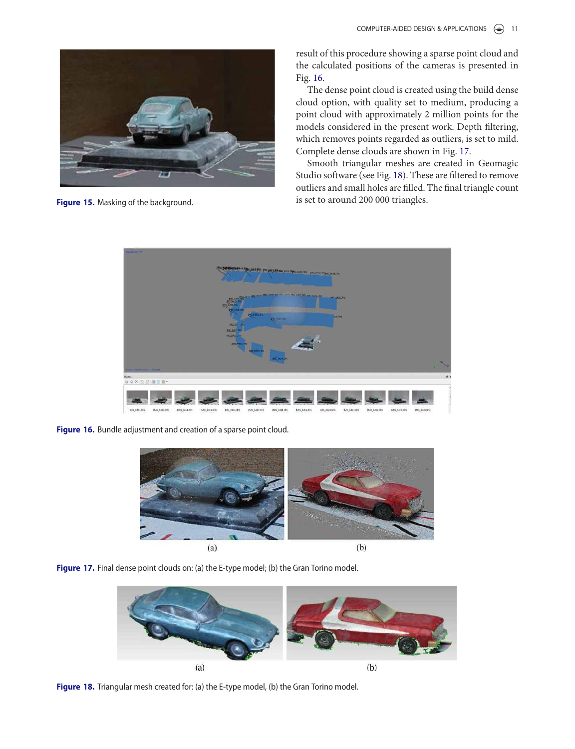Figure 15. Masking of the background.

result of this procedure showing a sparse point cloud and the calculated positions of the cameras is presented in Fig. 16.

The dense point cloud is created using the build dense cloud option, with quality set to medium, producing a point cloud with approximately 2 million points for the models considered in the present work. Depth filtering, which removes points regarded as outliers, is set to mild. Complete dense clouds are shown in Fig. 17.

Smooth triangular meshes are created in Geomagic Studio software (see Fig. 18). These are filtered to remove outliers and small holes are filled. The final triangle count is set to around 200 000 triangles.

Figure 16. Bundle adjustment and creation of a sparse point cloud.

(a) (b)

Figure 17. Final dense point clouds on: (a) the E-type model; (b) the Gran Torino model.

(a) (b)

Figure 18. Triangular mesh created for: (a) the E-type model, (b) the Gran Torino model.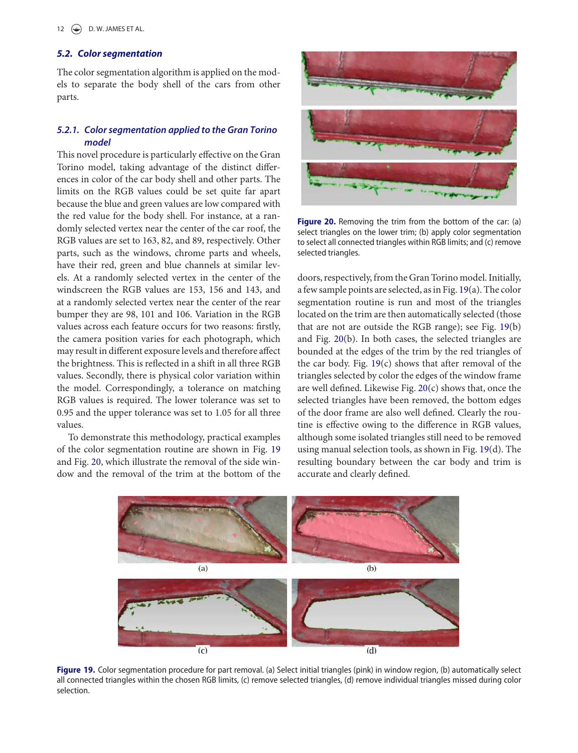### 5.2. Color segmentation

The color segmentation algorithm is applied on the models to separate the body shell of the cars from other parts.

#### 5.2.1. Color segmentation applied to the Gran Torino model

This novel procedure is particularly effective on the Gran Torino model, taking advantage of the distinct differences in color of the car body shell and other parts. The limits on the RGB values could be set quite far apart because the blue and green values are low compared with the red value for the body shell. For instance, at a randomly selected vertex near the center of the car roof, the RGB values are set to 163, 82, and 89, respectively. Other parts, such as the windows, chrome parts and wheels, have their red, green and blue channels at similar levels. At a randomly selected vertex in the center of the windscreen the RGB values are 153, 156 and 143, and at a randomly selected vertex near the center of the rear bumper they are 98, 101 and 106. Variation in the RGB values across each feature occurs for two reasons: firstly, the camera position varies for each photograph, which may result in different exposure levels and therefore affect the brightness. This is reflected in a shift in all three RGB values. Secondly, there is physical color variation within the model. Correspondingly, a tolerance on matching RGB values is required. The lower tolerance was set to 0.95 and the upper tolerance was set to 1.05 for all three values.

To demonstrate this methodology, practical examples of the color segmentation routine are shown in Fig. 19 and Fig. 20, which illustrate the removal of the side window and the removal of the trim at the bottom of the doors, respectively, from the Gran Torino model. Initially, a few sample points are selected, as in Fig. 19(a). The color segmentation routine is run and most of the triangles located on the trim are then automatically selected (those that are not outside the RGB range); see Fig. 19(b) and Fig. 20(b). In both cases, the selected triangles are bounded at the edges of the trim by the red triangles of the car body. Fig. 19(c) shows that after removal of the triangles selected by color the edges of the window frame are well defined. Likewise Fig. 20(c) shows that, once the selected triangles have been removed, the bottom edges of the door frame are also well defined. Clearly the routine is effective owing to the difference in RGB values, although some isolated triangles still need to be removed using manual selection tools, as shown in Fig. 19(d). The resulting boundary between the car body and trim is accurate and clearly defined.

**Figure 20.** Removing the trim from the bottom of the car: (a) select triangles on the lower trim; (b) apply color segmentation to select all connected triangles within RGB limits; and (c) remove selected triangles.

**Figure 19.** Color segmentation procedure for part removal. (a) Select initial triangles (pink) in window region, (b) automatically select all connected triangles within the chosen RGB limits, (c) remove selected triangles, (d) remove individual triangles missed during color selection.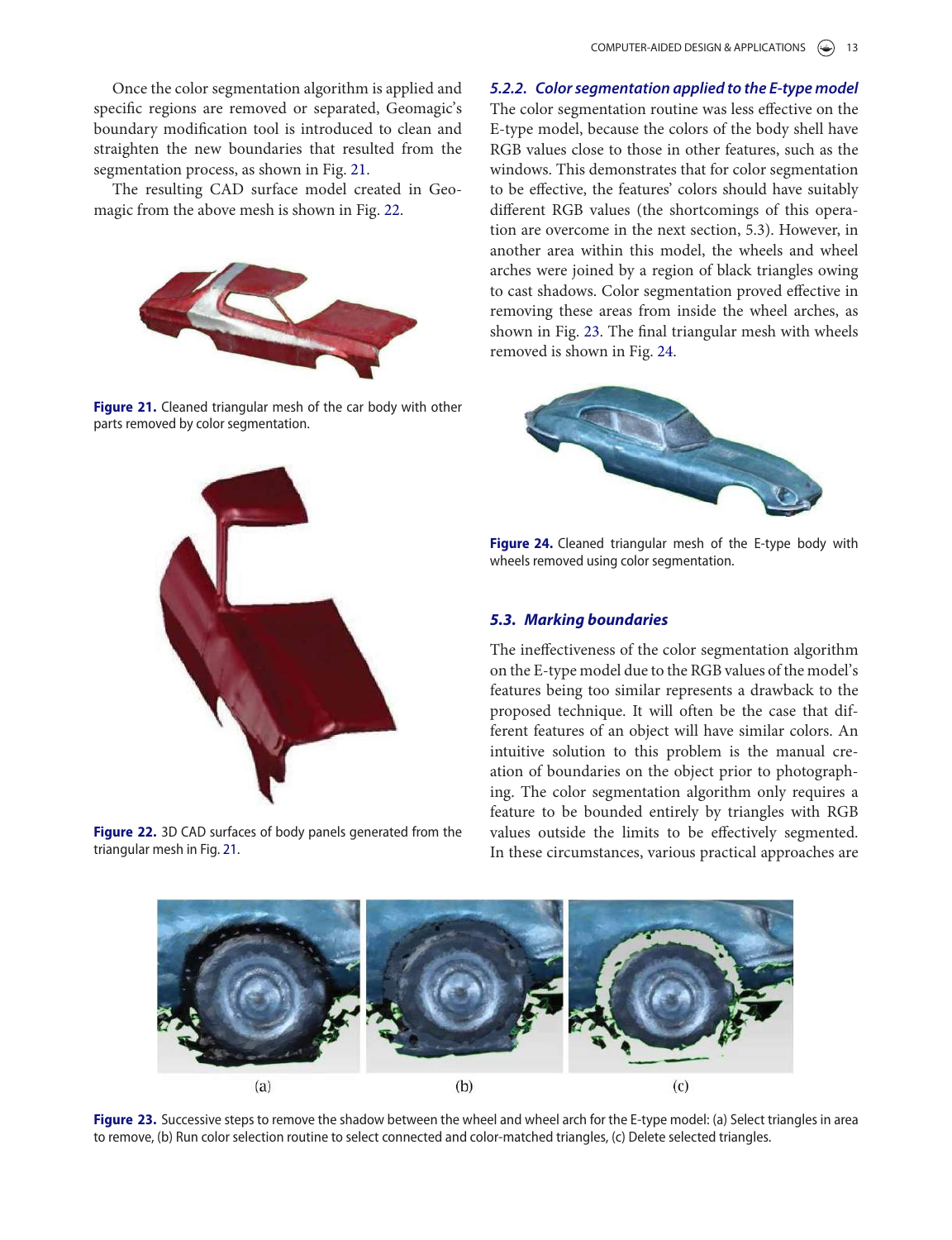Once the color segmentation algorithm is applied and specific regions are removed or separated, Geomagic's boundary modification tool is introduced to clean and straighten the new boundaries that resulted from the segmentation process, as shown in Fig. 21.

The resulting CAD surface model created in Geomagic from the above mesh is shown in Fig. 22.

**Figure 21.** Cleaned triangular mesh of the car body with other parts removed by color segmentation.

**Figure 22.** 3D CAD surfaces of body panels generated from the triangular mesh in Fig. 21.

#### *5.2.2. Color segmentation applied to the E-type model*

The color segmentation routine was less effective on the E-type model, because the colors of the body shell have RGB values close to those in other features, such as the windows. This demonstrates that for color segmentation to be effective, the features' colors should have suitably different RGB values (the shortcomings of this operation are overcome in the next section, 5.3). However, in another area within this model, the wheels and wheel arches were joined by a region of black triangles owing to cast shadows. Color segmentation proved effective in removing these areas from inside the wheel arches, as shown in Fig. 23. The final triangular mesh with wheels removed is shown in Fig. 24.

**Figure 24.** Cleaned triangular mesh of the E-type body with wheels removed using color segmentation.

### *5.3. Marking boundaries*

The ineffectiveness of the color segmentation algorithm on the E-type model due to the RGB values of the model's features being too similar represents a drawback to the proposed technique. It will often be the case that different features of an object will have similar colors. An intuitive solution to this problem is the manual creation of boundaries on the object prior to photographing. The color segmentation algorithm only requires a feature to be bounded entirely by triangles with RGB values outside the limits to be effectively segmented. In these circumstances, various practical approaches are

**Figure 23.** Successive steps to remove the shadow between the wheel and wheel arch for the E-type model: (a) Select triangles in area to remove, (b) Run color selection routine to select connected and color-matched triangles, (c) Delete selected triangles.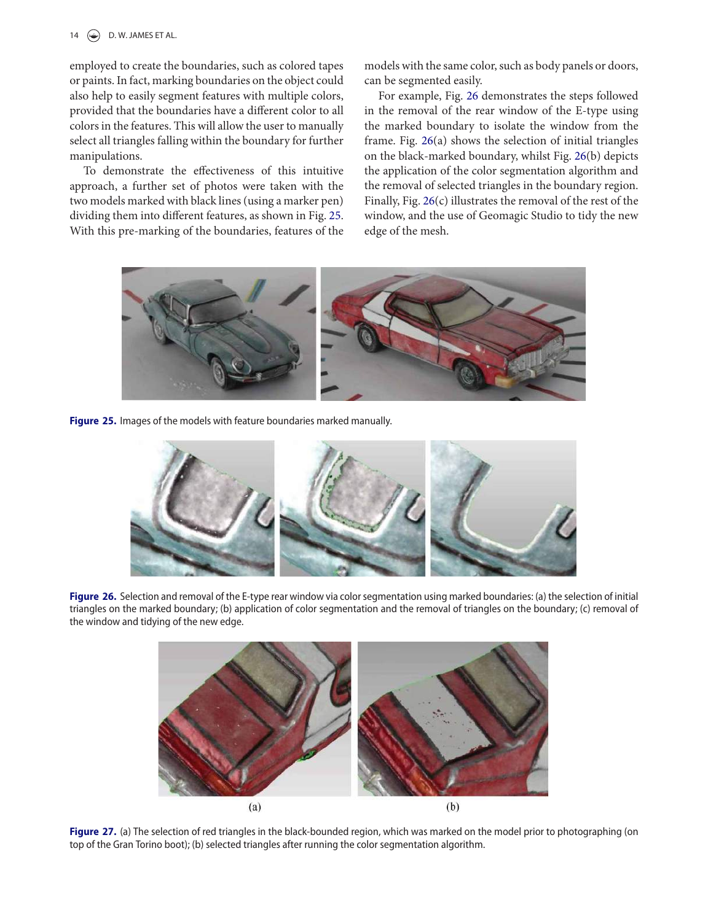employed to create the boundaries, such as colored tapes or paints. In fact, marking boundaries on the object could also help to easily segment features with multiple colors, provided that the boundaries have a different color to all colors in the features. This will allow the user to manually select all triangles falling within the boundary for further manipulations.

To demonstrate the effectiveness of this intuitive approach, a further set of photos were taken with the two models marked with black lines (using a marker pen) dividing them into different features, as shown in Fig. 25. With this pre-marking of the boundaries, features of the models with the same color, such as body panels or doors, can be segmented easily.

For example, Fig. 26 demonstrates the steps followed in the removal of the rear window of the E-type using the marked boundary to isolate the window from the frame. Fig. 26(a) shows the selection of initial triangles on the black-marked boundary, whilst Fig. 26(b) depicts the application of the color segmentation algorithm and the removal of selected triangles in the boundary region. Finally, Fig. 26(c) illustrates the removal of the rest of the window, and the use of Geomagic Studio to tidy the new edge of the mesh.

**Figure 25.** Images of the models with feature boundaries marked manually.

**Figure 26.** Selection and removal of the E-type rear window via color segmentation using marked boundaries: (a) the selection of initial triangles on the marked boundary; (b) application of color segmentation and the removal of triangles on the boundary; (c) removal of the window and tidying of the new edge.

(a) (b)

**Figure 27.** (a) The selection of red triangles in the black-bounded region, which was marked on the model prior to photographing (on top of the Gran Torino boot); (b) selected triangles after running the color segmentation algorithm.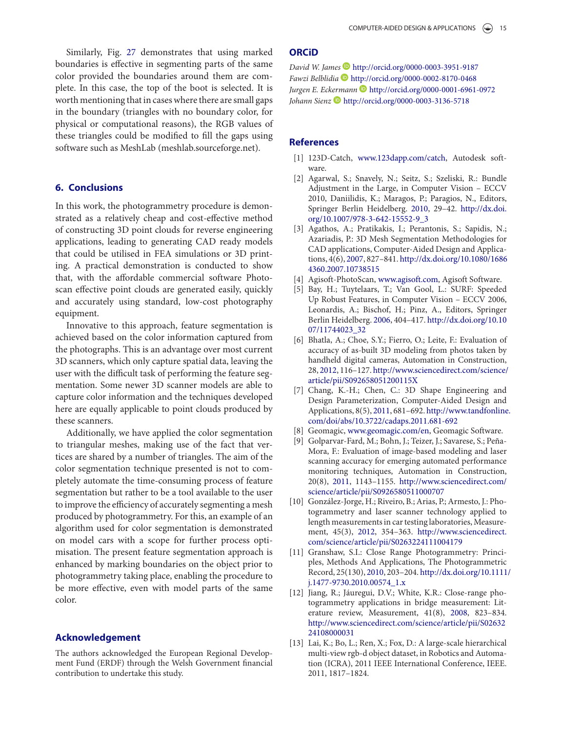Similarly, Fig. 27 demonstrates that using marked boundaries is effective in segmenting parts of the same color provided the boundaries around them are complete. In this case, the top of the boot is selected. It is worth mentioning that in cases where there are small gaps in the boundary (triangles with no boundary color, for physical or computational reasons), the RGB values of these triangles could be modified to fill the gaps using software such as MeshLab (meshlab.sourceforge.net).

## 6. Conclusions

In this work, the photogrammetry procedure is demonstrated as a relatively cheap and cost-effective method of constructing 3D point clouds for reverse engineering applications, leading to generating CAD ready models that could be utilised in FEA simulations or 3D printing. A practical demonstration is conducted to show that, with the affordable commercial software Photoscan effective point clouds are generated easily, quickly and accurately using standard, low-cost photography equipment.

Innovative to this approach, feature segmentation is achieved based on the color information captured from the photographs. This is an advantage over most current 3D scanners, which only capture spatial data, leaving the user with the difficult task of performing the feature segmentation. Some newer 3D scanner models are able to capture color information and the techniques developed here are equally applicable to point clouds produced by these scanners.

Additionally, we have applied the color segmentation to triangular meshes, making use of the fact that vertices are shared by a number of triangles. The aim of the color segmentation technique presented is not to completely automate the time-consuming process of feature segmentation but rather to be a tool available to the user to improve the efficiency of accurately segmenting a mesh produced by photogrammetry. For this, an example of an algorithm used for color segmentation is demonstrated on model cars with a scope for further process optimisation. The present feature segmentation approach is enhanced by marking boundaries on the object prior to photogrammetry taking place, enabling the procedure to be more effective, even with model parts of the same color.

## Acknowledgement

The authors acknowledged the European Regional Development Fund (ERDF) through the Welsh Government financial contribution to undertake this study.

## ORCiD

*David W. James* http://orcid.org/0000-0003-3951-9187
*Fawzi Belblidia* http://orcid.org/0000-0002-8170-0468
*Jurgen E. Eckermann* http://orcid.org/0000-0001-6961-0972
*Johann Sienz* http://orcid.org/0000-0003-3136-5718

## References

[1] 123D-Catch, www.123dapp.com/catch, Autodesk software.

[2] Agarwal, S.; Snavely, N.; Seitz, S.; Szeliski, R.: Bundle Adjustment in the Large, in Computer Vision – ECCV 2010, Daniilidis, K.; Maragos, P.; Paragios, N., Editors, Springer Berlin Heidelberg. 2010, 29–42. http://dx.doi.org/10.1007/978-3-642-15552-9_3

[3] Agathos, A.; Pratikakis, I.; Perantonis, S.; Sapidis, N.; Azariadis, P.: 3D Mesh Segmentation Methodologies for CAD applications, Computer-Aided Design and Applications, 4(6), 2007, 827–841. http://dx.doi.org/10.1080/16864360.2007.10738515

[4] Agisoft-PhotoScan, www.agisoft.com, Agisoft Software.

[5] Bay, H.; Tuytelaars, T.; Van Gool, L.: SURF: Speeded Up Robust Features, in Computer Vision – ECCV 2006, Leonardis, A.; Bischof, H.; Pinz, A., Editors, Springer Berlin Heidelberg. 2006, 404–417. http://dx.doi.org/10.1007/11744023_32

[6] Bhatla, A.; Choe, S.Y.; Fierro, O.; Leite, F.: Evaluation of accuracy of as-built 3D modeling from photos taken by handheld digital cameras, Automation in Construction, 28, 2012, 116–127. http://www.sciencedirect.com/science/article/pii/S092658051200115X

[7] Chang, K.-H.; Chen, C.: 3D Shape Engineering and Design Parameterization, Computer-Aided Design and Applications, 8(5), 2011, 681–692. http://www.tandfonline.com/doi/abs/10.3722/cadaps.2011.681-692

[8] Geomagic, www.geomagic.com/en, Geomagic Software.

[9] Golparvar-Fard, M.; Bohn, J.; Teizer, J.; Savarese, S.; Peña-Mora, F.: Evaluation of image-based modeling and laser scanning accuracy for emerging automated performance monitoring techniques, Automation in Construction, 20(8), 2011, 1143–1155. http://www.sciencedirect.com/science/article/pii/S0926580511000707

[10] González-Jorge, H.; Riveiro, B.; Arias, P.; Armesto, J.: Photogrammetry and laser scanner technology applied to length measurements in car testing laboratories, Measurement, 45(3), 2012, 354–363. http://www.sciencedirect.com/science/article/pii/S0263224111004179

[11] Granshaw, S.I.: Close Range Photogrammetry: Principles, Methods And Applications, The Photogrammetric Record, 25(130), 2010, 203–204. http://dx.doi.org/10.1111/j.1477-9730.2010.00574_1.x

[12] Jiang, R.; Jáuregui, D.V.; White, K.R.: Close-range photogrammetry applications in bridge measurement: Literature review, Measurement, 41(8), 2008, 823–834. http://www.sciencedirect.com/science/article/pii/S0263224108000031

[13] Lai, K.; Bo, L.; Ren, X.; Fox, D.: A large-scale hierarchical multi-view rgb-d object dataset, in Robotics and Automation (ICRA), 2011 IEEE International Conference, IEEE. 2011, 1817–1824.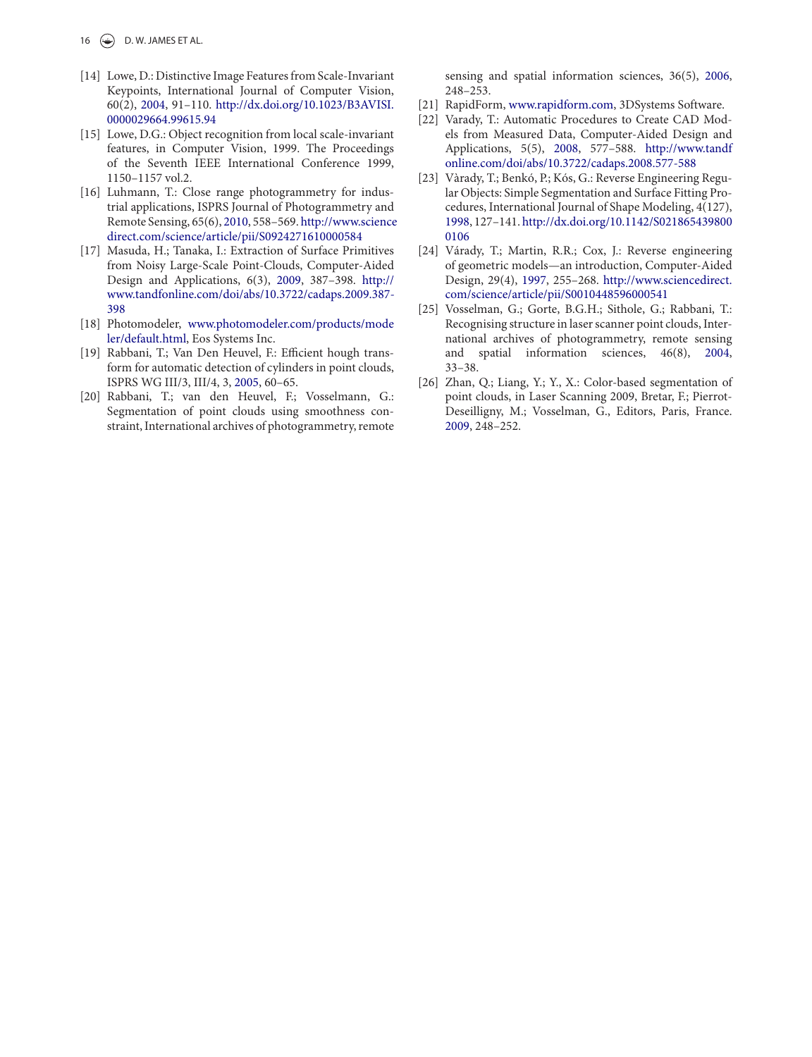[14] Lowe, D.: Distinctive Image Features from Scale-Invariant Keypoints, International Journal of Computer Vision, 60(2), 2004, 91–110. http://dx.doi.org/10.1023/B3AVISI.0000029664.99615.94

[15] Lowe, D.G.: Object recognition from local scale-invariant features, in Computer Vision, 1999. The Proceedings of the Seventh IEEE International Conference 1999, 1150–1157 vol.2.

[16] Luhmann, T.: Close range photogrammetry for industrial applications, ISPRS Journal of Photogrammetry and Remote Sensing, 65(6), 2010, 558–569. http://www.sciencedirect.com/science/article/pii/S0924271610000584

[17] Masuda, H.; Tanaka, I.: Extraction of Surface Primitives from Noisy Large-Scale Point-Clouds, Computer-Aided Design and Applications, 6(3), 2009, 387–398. http://www.tandfonline.com/doi/abs/10.3722/cadaps.2009.387-398

[18] Photomodeler, www.photomodeler.com/products/modeler/default.html, Eos Systems Inc.

[19] Rabbani, T.; Van Den Heuvel, F.: Efficient hough transform for automatic detection of cylinders in point clouds, ISPRS WG III/3, III/4, 3, 2005, 60–65.

[20] Rabbani, T.; van den Heuvel, F.; Vosselmann, G.: Segmentation of point clouds using smoothness constraint, International archives of photogrammetry, remote sensing and spatial information sciences, 36(5), 2006, 248–253.

[21] RapidForm, www.rapidform.com, 3DSystems Software.

[22] Varady, T.: Automatic Procedures to Create CAD Models from Measured Data, Computer-Aided Design and Applications, 5(5), 2008, 577–588. http://www.tandfonline.com/doi/abs/10.3722/cadaps.2008.577-588

[23] Vàrady, T.; Benkó, P.; Kós, G.: Reverse Engineering Regular Objects: Simple Segmentation and Surface Fitting Procedures, International Journal of Shape Modeling, 4(127), 1998, 127–141. http://dx.doi.org/10.1142/S0218654398000106

[24] Várady, T.; Martin, R.R.; Cox, J.: Reverse engineering of geometric models—an introduction, Computer-Aided Design, 29(4), 1997, 255–268. http://www.sciencedirect.com/science/article/pii/S0010448596000541

[25] Vosselman, G.; Gorte, B.G.H.; Sithole, G.; Rabbani, T.: Recognising structure in laser scanner point clouds, International archives of photogrammetry, remote sensing and spatial information sciences, 46(8), 2004, 33–38.

[26] Zhan, Q.; Liang, Y.; Y., X.: Color-based segmentation of point clouds, in Laser Scanning 2009, Bretar, F.; Pierrot-Deseilligny, M.; Vosselman, G., Editors, Paris, France. 2009, 248–252.